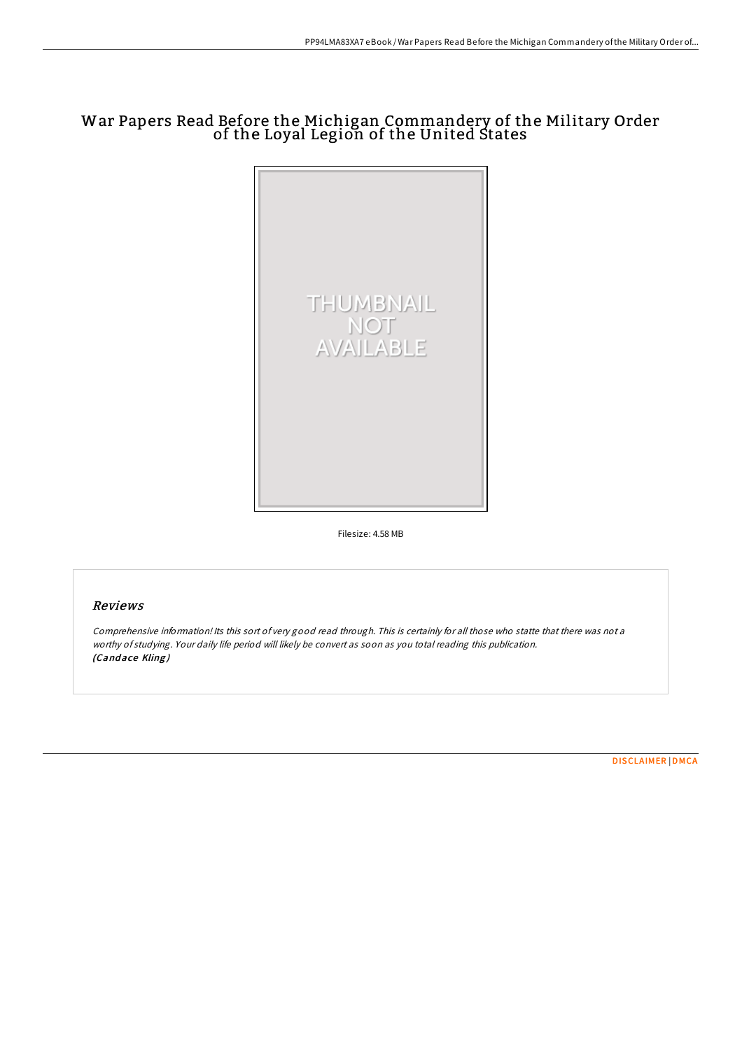# War Papers Read Before the Michigan Commandery of the Military Order of the Loyal Legion of the United States

Filesize: 4.58 MB

## Reviews

*Comprehensive information! Its this sort of very good read through. This is certainly for all those who statte that there was not a worthy of studying. Your daily life period will likely be convert as soon as you total reading this publication.*
***(Candace Kling)***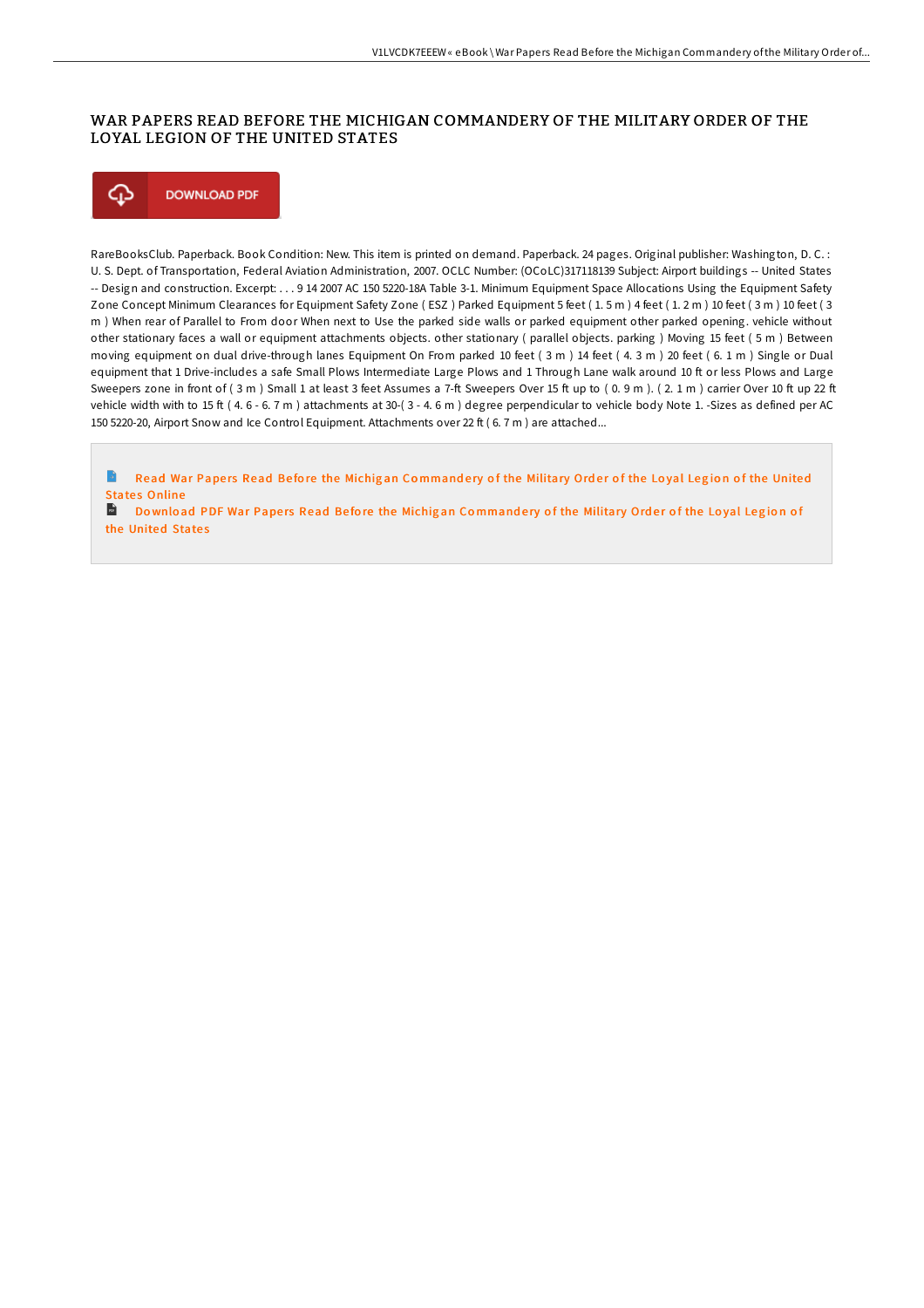# WAR PAPERS READ BEFORE THE MICHIGAN COMMANDERY OF THE MILITARY ORDER OF THE LOYAL LEGION OF THE UNITED STATES

DOWNLOAD PDF

RareBooksClub. Paperback. Book Condition: New. This item is printed on demand. Paperback. 24 pages. Original publisher: Washington, D. C. : U. S. Dept. of Transportation, Federal Aviation Administration, 2007. OCLC Number: (OCoLC)317118139 Subject: Airport buildings -- United States -- Design and construction. Excerpt: . . . 9 14 2007 AC 150 5220-18A Table 3-1. Minimum Equipment Space Allocations Using the Equipment Safety Zone Concept Minimum Clearances for Equipment Safety Zone ( ESZ ) Parked Equipment 5 feet ( 1. 5 m ) 4 feet ( 1. 2 m ) 10 feet ( 3 m ) 10 feet ( 3 m ) When rear of Parallel to From door When next to Use the parked side walls or parked equipment other parked opening. vehicle without other stationary faces a wall or equipment attachments objects. other stationary ( parallel objects. parking ) Moving 15 feet ( 5 m ) Between moving equipment on dual drive-through lanes Equipment On From parked 10 feet ( 3 m ) 14 feet ( 4. 3 m ) 20 feet ( 6. 1 m ) Single or Dual equipment that 1 Drive-includes a safe Small Plows Intermediate Large Plows and 1 Through Lane walk around 10 ft or less Plows and Large Sweepers zone in front of ( 3 m ) Small 1 at least 3 feet Assumes a 7-ft Sweepers Over 15 ft up to ( 0. 9 m ). ( 2. 1 m ) carrier Over 10 ft up 22 ft vehicle width with to 15 ft ( 4. 6 - 6. 7 m ) attachments at 30-( 3 - 4. 6 m ) degree perpendicular to vehicle body Note 1. -Sizes as defined per AC 150 5220-20, Airport Snow and Ice Control Equipment. Attachments over 22 ft ( 6. 7 m ) are attached...

Read War Papers Read Before the Michigan Commandery of the Military Order of the Loyal Legion of the United States Online

Download PDF War Papers Read Before the Michigan Commandery of the Military Order of the Loyal Legion of the United States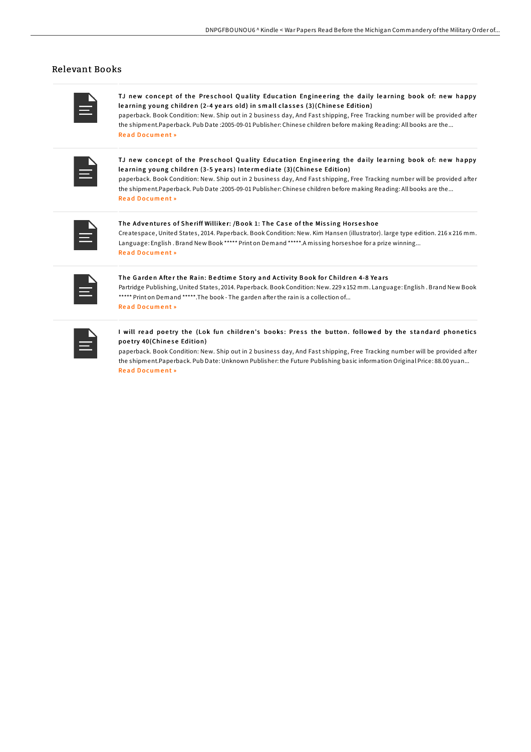## Relevant Books

**TJ new concept of the Preschool Quality Education Engineering the daily learning book of: new happy learning young children (2-4 years old) in small classes (3)(Chinese Edition)**

paperback. Book Condition: New. Ship out in 2 business day, And Fast shipping, Free Tracking number will be provided after the shipment.Paperback. Pub Date :2005-09-01 Publisher: Chinese children before making Reading: All books are the...

Read Document »

**TJ new concept of the Preschool Quality Education Engineering the daily learning book of: new happy learning young children (3-5 years) Intermediate (3)(Chinese Edition)**

paperback. Book Condition: New. Ship out in 2 business day, And Fast shipping, Free Tracking number will be provided after the shipment.Paperback. Pub Date :2005-09-01 Publisher: Chinese children before making Reading: All books are the...

Read Document »

**The Adventures of Sheriff Williker: /Book 1: The Case of the Missing Horseshoe**

Createspace, United States, 2014. Paperback. Book Condition: New. Kim Hansen (illustrator). large type edition. 216 x 216 mm. Language: English . Brand New Book ***** Print on Demand *****.A missing horseshoe for a prize winning...

Read Document »

**The Garden After the Rain: Bedtime Story and Activity Book for Children 4-8 Years**

Partridge Publishing, United States, 2014. Paperback. Book Condition: New. 229 x 152 mm. Language: English . Brand New Book ***** Print on Demand *****.The book - The garden after the rain is a collection of...

Read Document »

**I will read poetry the (Lok fun children's books: Press the button. followed by the standard phonetics poetry 40(Chinese Edition)**

paperback. Book Condition: New. Ship out in 2 business day, And Fast shipping, Free Tracking number will be provided after the shipment.Paperback. Pub Date: Unknown Publisher: the Future Publishing basic information Original Price: 88.00 yuan...

Read Document »